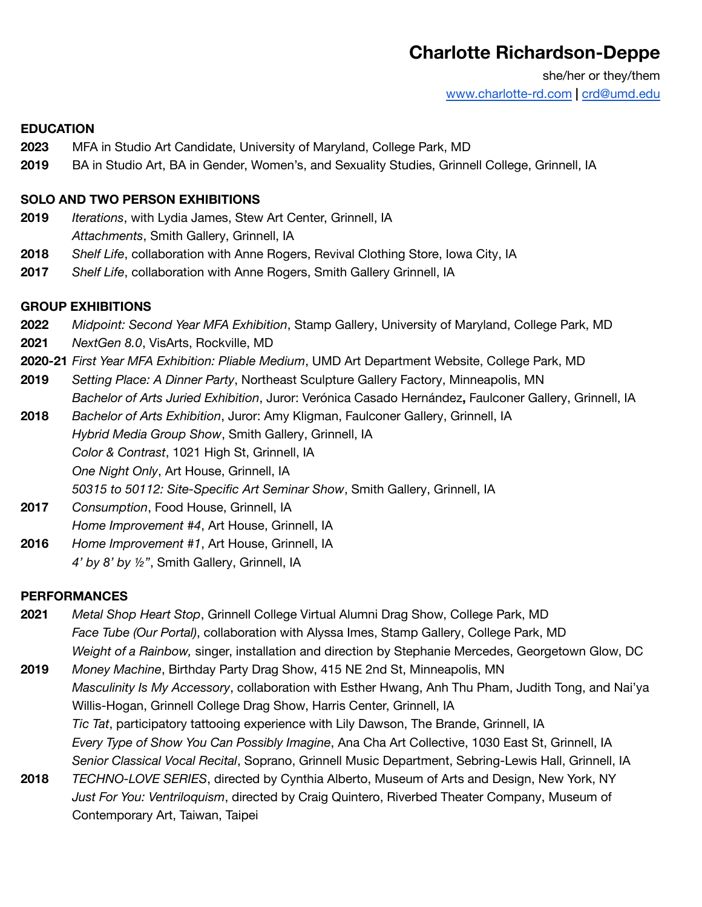# Charlotte Richardson-Deppe

she/her or they/them
[www.charlotte-rd.com](http://www.charlotte-rd.com) | [crd@umd.edu](mailto:crd@umd.edu)

## EDUCATION

**2023** MFA in Studio Art Candidate, University of Maryland, College Park, MD
**2019** BA in Studio Art, BA in Gender, Women's, and Sexuality Studies, Grinnell College, Grinnell, IA

## SOLO AND TWO PERSON EXHIBITIONS

**2019** *Iterations*, with Lydia James, Stew Art Center, Grinnell, IA
*Attachments*, Smith Gallery, Grinnell, IA
**2018** *Shelf Life*, collaboration with Anne Rogers, Revival Clothing Store, Iowa City, IA
**2017** *Shelf Life*, collaboration with Anne Rogers, Smith Gallery Grinnell, IA

## GROUP EXHIBITIONS

**2022** *Midpoint: Second Year MFA Exhibition*, Stamp Gallery, University of Maryland, College Park, MD
**2021** *NextGen 8.0*, VisArts, Rockville, MD
**2020-21** *First Year MFA Exhibition: Pliable Medium*, UMD Art Department Website, College Park, MD
**2019** *Setting Place: A Dinner Party*, Northeast Sculpture Gallery Factory, Minneapolis, MN
*Bachelor of Arts Juried Exhibition*, Juror: Verónica Casado Hernández, Faulconer Gallery, Grinnell, IA
**2018** *Bachelor of Arts Exhibition*, Juror: Amy Kligman, Faulconer Gallery, Grinnell, IA
*Hybrid Media Group Show*, Smith Gallery, Grinnell, IA
*Color & Contrast*, 1021 High St, Grinnell, IA
*One Night Only*, Art House, Grinnell, IA
*50315 to 50112: Site-Specific Art Seminar Show*, Smith Gallery, Grinnell, IA
**2017** *Consumption*, Food House, Grinnell, IA
*Home Improvement #4*, Art House, Grinnell, IA
**2016** *Home Improvement #1*, Art House, Grinnell, IA
*4' by 8' by ½"*, Smith Gallery, Grinnell, IA

## PERFORMANCES

**2021** *Metal Shop Heart Stop*, Grinnell College Virtual Alumni Drag Show, College Park, MD
*Face Tube (Our Portal)*, collaboration with Alyssa Imes, Stamp Gallery, College Park, MD
*Weight of a Rainbow,* singer, installation and direction by Stephanie Mercedes, Georgetown Glow, DC
**2019** *Money Machine*, Birthday Party Drag Show, 415 NE 2nd St, Minneapolis, MN
*Masculinity Is My Accessory*, collaboration with Esther Hwang, Anh Thu Pham, Judith Tong, and Nai'ya Willis-Hogan, Grinnell College Drag Show, Harris Center, Grinnell, IA
*Tic Tat*, participatory tattooing experience with Lily Dawson, The Brande, Grinnell, IA
*Every Type of Show You Can Possibly Imagine*, Ana Cha Art Collective, 1030 East St, Grinnell, IA
*Senior Classical Vocal Recital*, Soprano, Grinnell Music Department, Sebring-Lewis Hall, Grinnell, IA
**2018** *TECHNO-LOVE SERIES*, directed by Cynthia Alberto, Museum of Arts and Design, New York, NY
*Just For You: Ventriloquism*, directed by Craig Quintero, Riverbed Theater Company, Museum of Contemporary Art, Taiwan, Taipei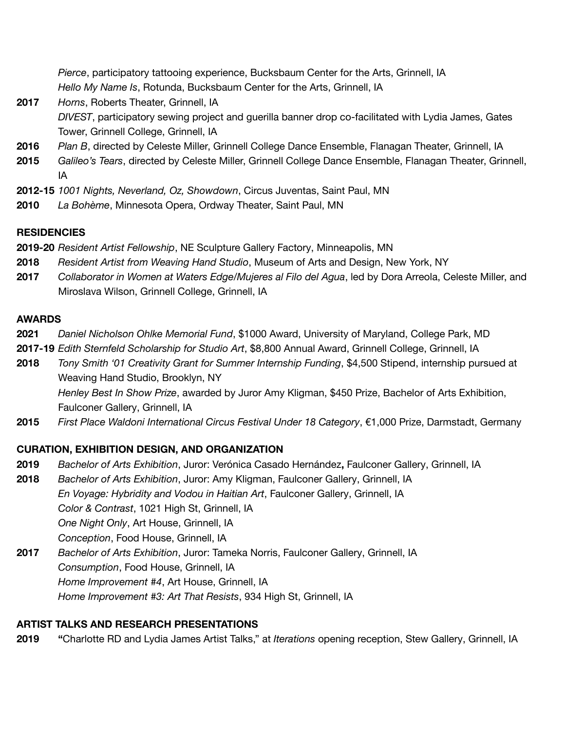*Pierce*, participatory tattooing experience, Bucksbaum Center for the Arts, Grinnell, IA
*Hello My Name Is*, Rotunda, Bucksbaum Center for the Arts, Grinnell, IA

**2017** *Horns*, Roberts Theater, Grinnell, IA
*DIVEST*, participatory sewing project and guerilla banner drop co-facilitated with Lydia James, Gates Tower, Grinnell College, Grinnell, IA

**2016** *Plan B*, directed by Celeste Miller, Grinnell College Dance Ensemble, Flanagan Theater, Grinnell, IA

**2015** *Galileo's Tears*, directed by Celeste Miller, Grinnell College Dance Ensemble, Flanagan Theater, Grinnell, IA

**2012-15** *1001 Nights, Neverland, Oz, Showdown*, Circus Juventas, Saint Paul, MN

**2010** *La Bohème*, Minnesota Opera, Ordway Theater, Saint Paul, MN

## RESIDENCIES

**2019-20** *Resident Artist Fellowship*, NE Sculpture Gallery Factory, Minneapolis, MN

**2018** *Resident Artist from Weaving Hand Studio*, Museum of Arts and Design, New York, NY

**2017** *Collaborator in Women at Waters Edge/Mujeres al Filo del Agua*, led by Dora Arreola, Celeste Miller, and Miroslava Wilson, Grinnell College, Grinnell, IA

## AWARDS

**2021** *Daniel Nicholson Ohlke Memorial Fund*, $1000 Award, University of Maryland, College Park, MD

**2017-19** *Edith Sternfeld Scholarship for Studio Art*, $8,800 Annual Award, Grinnell College, Grinnell, IA

**2018** *Tony Smith '01 Creativity Grant for Summer Internship Funding*, $4,500 Stipend, internship pursued at Weaving Hand Studio, Brooklyn, NY
*Henley Best In Show Prize*, awarded by Juror Amy Kligman, $450 Prize, Bachelor of Arts Exhibition, Faulconer Gallery, Grinnell, IA

**2015** *First Place Waldoni International Circus Festival Under 18 Category*, €1,000 Prize, Darmstadt, Germany

## CURATION, EXHIBITION DESIGN, AND ORGANIZATION

**2019** *Bachelor of Arts Exhibition*, Juror: Verónica Casado Hernández**,** Faulconer Gallery, Grinnell, IA

**2018** *Bachelor of Arts Exhibition*, Juror: Amy Kligman, Faulconer Gallery, Grinnell, IA
*En Voyage: Hybridity and Vodou in Haitian Art*, Faulconer Gallery, Grinnell, IA
*Color & Contrast*, 1021 High St, Grinnell, IA
*One Night Only*, Art House, Grinnell, IA
*Conception*, Food House, Grinnell, IA

**2017** *Bachelor of Arts Exhibition*, Juror: Tameka Norris, Faulconer Gallery, Grinnell, IA
*Consumption*, Food House, Grinnell, IA
*Home Improvement #4*, Art House, Grinnell, IA
*Home Improvement #3: Art That Resists*, 934 High St, Grinnell, IA

## ARTIST TALKS AND RESEARCH PRESENTATIONS

**2019** **"**Charlotte RD and Lydia James Artist Talks," at *Iterations* opening reception, Stew Gallery, Grinnell, IA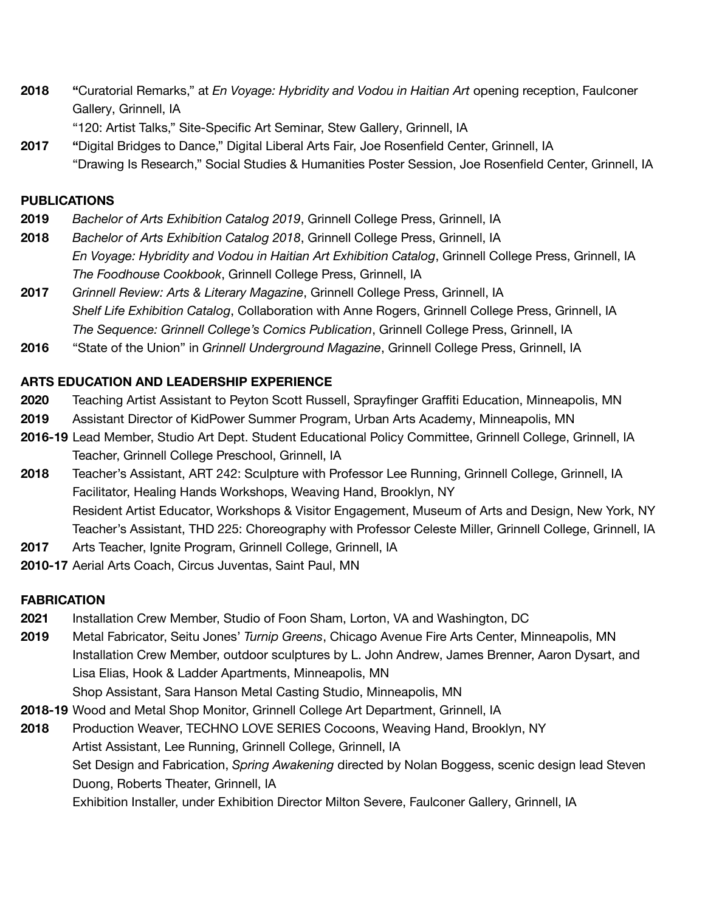**2018** **"**Curatorial Remarks," at *En Voyage: Hybridity and Vodou in Haitian Art* opening reception, Faulconer Gallery, Grinnell, IA
"120: Artist Talks," Site-Specific Art Seminar, Stew Gallery, Grinnell, IA

**2017** **"**Digital Bridges to Dance," Digital Liberal Arts Fair, Joe Rosenfield Center, Grinnell, IA
"Drawing Is Research," Social Studies & Humanities Poster Session, Joe Rosenfield Center, Grinnell, IA

## PUBLICATIONS

**2019** *Bachelor of Arts Exhibition Catalog 2019*, Grinnell College Press, Grinnell, IA

**2018** *Bachelor of Arts Exhibition Catalog 2018*, Grinnell College Press, Grinnell, IA
*En Voyage: Hybridity and Vodou in Haitian Art Exhibition Catalog*, Grinnell College Press, Grinnell, IA
*The Foodhouse Cookbook*, Grinnell College Press, Grinnell, IA

**2017** *Grinnell Review: Arts & Literary Magazine*, Grinnell College Press, Grinnell, IA
*Shelf Life Exhibition Catalog*, Collaboration with Anne Rogers, Grinnell College Press, Grinnell, IA
*The Sequence: Grinnell College's Comics Publication*, Grinnell College Press, Grinnell, IA

**2016** "State of the Union" in *Grinnell Underground Magazine*, Grinnell College Press, Grinnell, IA

## ARTS EDUCATION AND LEADERSHIP EXPERIENCE

**2020** Teaching Artist Assistant to Peyton Scott Russell, Sprayfinger Graffiti Education, Minneapolis, MN

**2019** Assistant Director of KidPower Summer Program, Urban Arts Academy, Minneapolis, MN

**2016-19** Lead Member, Studio Art Dept. Student Educational Policy Committee, Grinnell College, Grinnell, IA
Teacher, Grinnell College Preschool, Grinnell, IA

**2018** Teacher's Assistant, ART 242: Sculpture with Professor Lee Running, Grinnell College, Grinnell, IA
Facilitator, Healing Hands Workshops, Weaving Hand, Brooklyn, NY
Resident Artist Educator, Workshops & Visitor Engagement, Museum of Arts and Design, New York, NY
Teacher's Assistant, THD 225: Choreography with Professor Celeste Miller, Grinnell College, Grinnell, IA

**2017** Arts Teacher, Ignite Program, Grinnell College, Grinnell, IA

**2010-17** Aerial Arts Coach, Circus Juventas, Saint Paul, MN

## FABRICATION

**2021** Installation Crew Member, Studio of Foon Sham, Lorton, VA and Washington, DC

**2019** Metal Fabricator, Seitu Jones' *Turnip Greens*, Chicago Avenue Fire Arts Center, Minneapolis, MN
Installation Crew Member, outdoor sculptures by L. John Andrew, James Brenner, Aaron Dysart, and Lisa Elias, Hook & Ladder Apartments, Minneapolis, MN
Shop Assistant, Sara Hanson Metal Casting Studio, Minneapolis, MN

**2018-19** Wood and Metal Shop Monitor, Grinnell College Art Department, Grinnell, IA

**2018** Production Weaver, TECHNO LOVE SERIES Cocoons, Weaving Hand, Brooklyn, NY
Artist Assistant, Lee Running, Grinnell College, Grinnell, IA
Set Design and Fabrication, *Spring Awakening* directed by Nolan Boggess, scenic design lead Steven Duong, Roberts Theater, Grinnell, IA
Exhibition Installer, under Exhibition Director Milton Severe, Faulconer Gallery, Grinnell, IA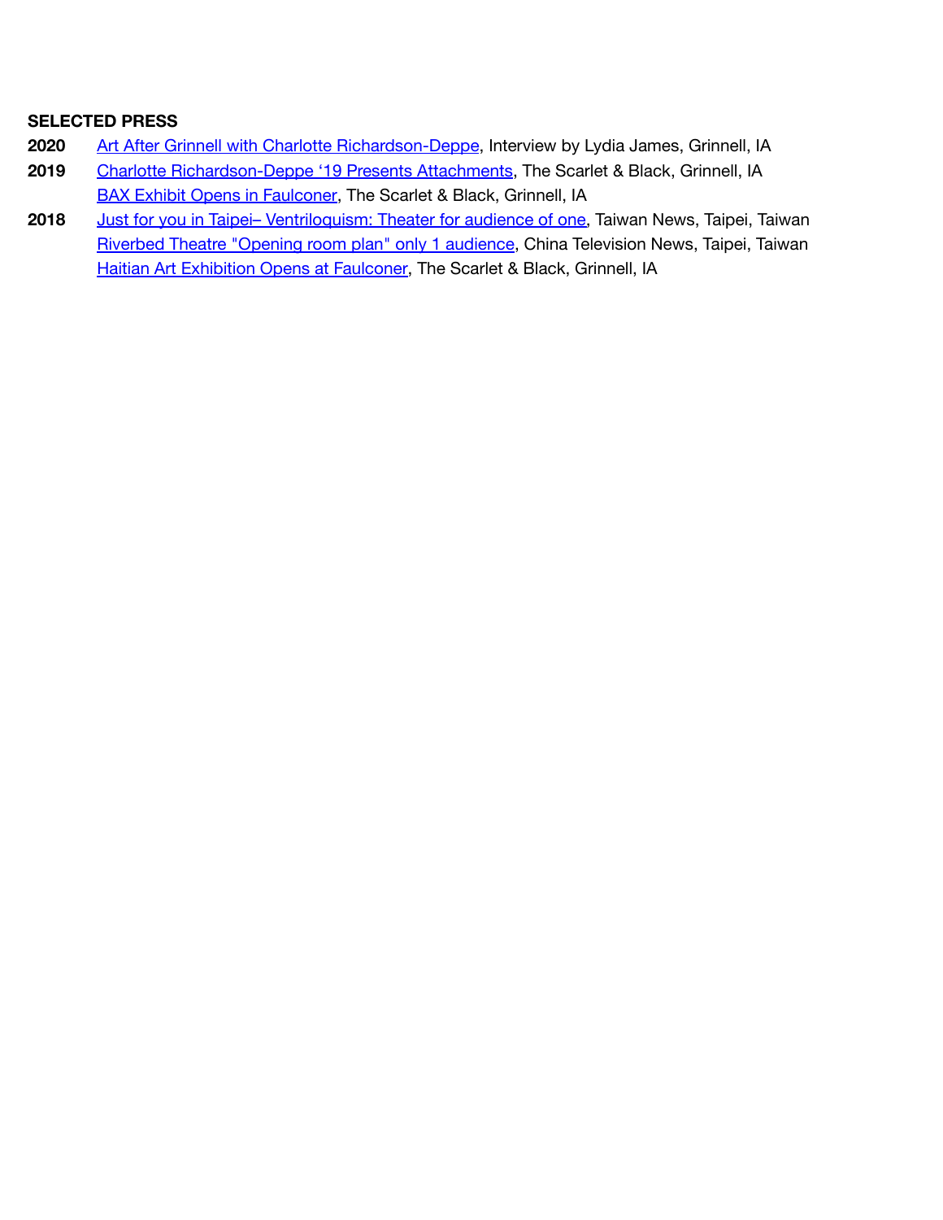**SELECTED PRESS**

**2020** Art After Grinnell with Charlotte Richardson-Deppe, Interview by Lydia James, Grinnell, IA

**2019** Charlotte Richardson-Deppe ‘19 Presents Attachments, The Scarlet & Black, Grinnell, IA
BAX Exhibit Opens in Faulconer, The Scarlet & Black, Grinnell, IA

**2018** Just for you in Taipei– Ventriloquism: Theater for audience of one, Taiwan News, Taipei, Taiwan
Riverbed Theatre "Opening room plan" only 1 audience, China Television News, Taipei, Taiwan
Haitian Art Exhibition Opens at Faulconer, The Scarlet & Black, Grinnell, IA